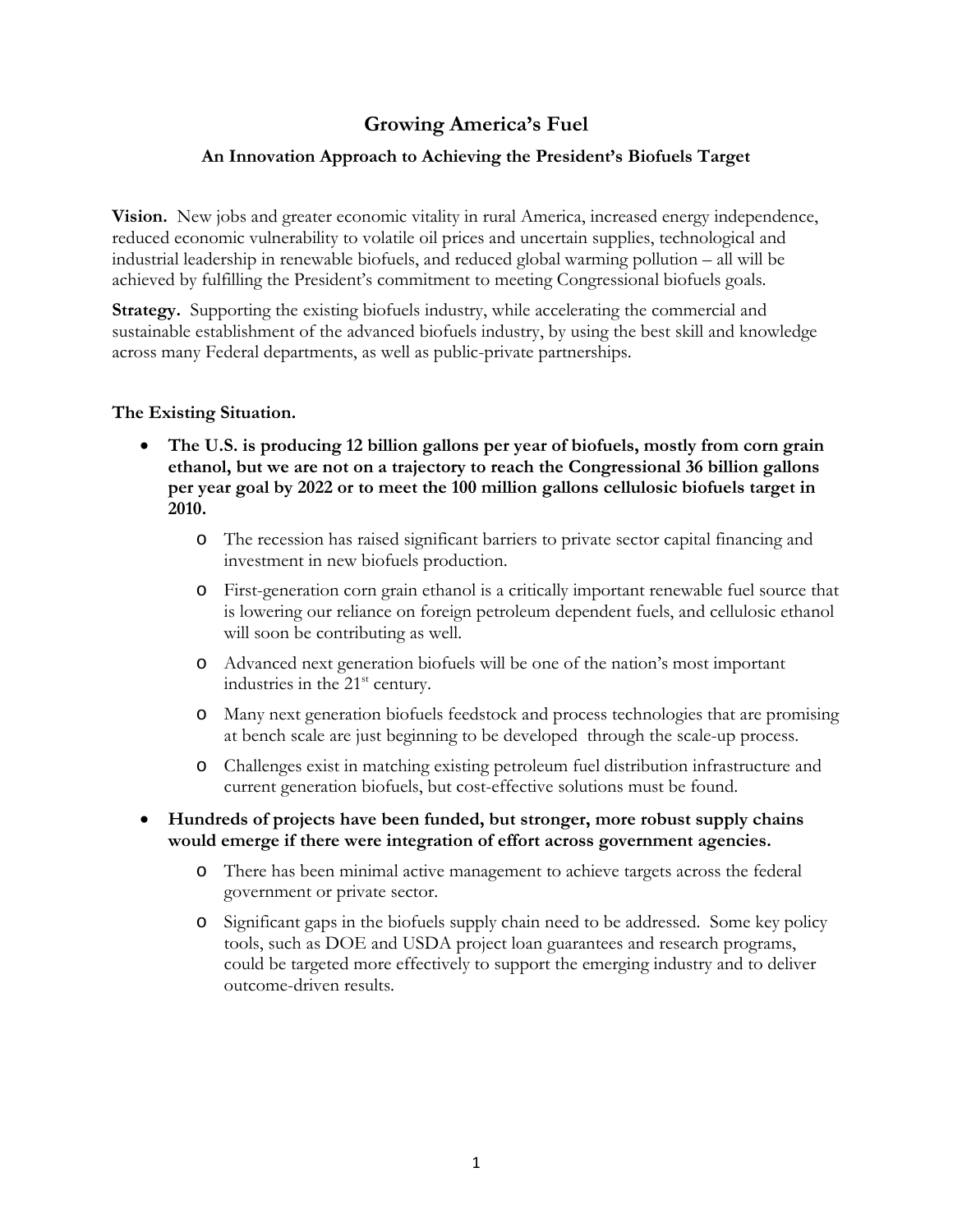# Growing America's Fuel

## An Innovation Approach to Achieving the President's Biofuels Target

**Vision.** New jobs and greater economic vitality in rural America, increased energy independence, reduced economic vulnerability to volatile oil prices and uncertain supplies, technological and industrial leadership in renewable biofuels, and reduced global warming pollution – all will be achieved by fulfilling the President's commitment to meeting Congressional biofuels goals.

**Strategy.** Supporting the existing biofuels industry, while accelerating the commercial and sustainable establishment of the advanced biofuels industry, by using the best skill and knowledge across many Federal departments, as well as public-private partnerships.

**The Existing Situation.**

- **The U.S. is producing 12 billion gallons per year of biofuels, mostly from corn grain ethanol, but we are not on a trajectory to reach the Congressional 36 billion gallons per year goal by 2022 or to meet the 100 million gallons cellulosic biofuels target in 2010.**
  - The recession has raised significant barriers to private sector capital financing and investment in new biofuels production.
  - First-generation corn grain ethanol is a critically important renewable fuel source that is lowering our reliance on foreign petroleum dependent fuels, and cellulosic ethanol will soon be contributing as well.
  - Advanced next generation biofuels will be one of the nation's most important industries in the 21st century.
  - Many next generation biofuels feedstock and process technologies that are promising at bench scale are just beginning to be developed through the scale-up process.
  - Challenges exist in matching existing petroleum fuel distribution infrastructure and current generation biofuels, but cost-effective solutions must be found.
- **Hundreds of projects have been funded, but stronger, more robust supply chains would emerge if there were integration of effort across government agencies.**
  - There has been minimal active management to achieve targets across the federal government or private sector.
  - Significant gaps in the biofuels supply chain need to be addressed. Some key policy tools, such as DOE and USDA project loan guarantees and research programs, could be targeted more effectively to support the emerging industry and to deliver outcome-driven results.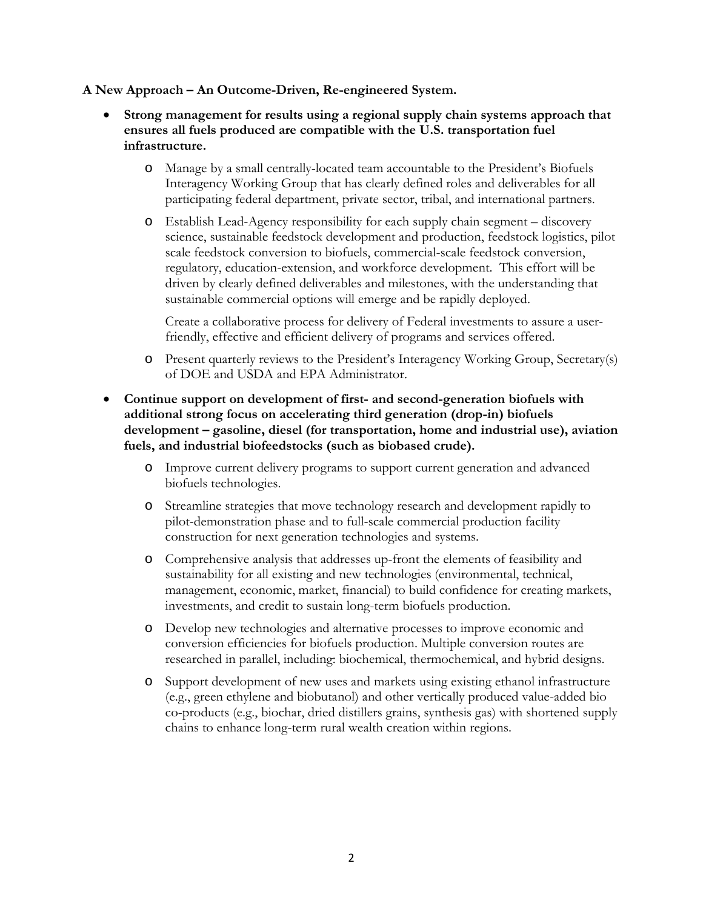**A New Approach – An Outcome-Driven, Re-engineered System.**

- **Strong management for results using a regional supply chain systems approach that ensures all fuels produced are compatible with the U.S. transportation fuel infrastructure.**
    - Manage by a small centrally-located team accountable to the President's Biofuels Interagency Working Group that has clearly defined roles and deliverables for all participating federal department, private sector, tribal, and international partners.
    - Establish Lead-Agency responsibility for each supply chain segment – discovery science, sustainable feedstock development and production, feedstock logistics, pilot scale feedstock conversion to biofuels, commercial-scale feedstock conversion, regulatory, education-extension, and workforce development. This effort will be driven by clearly defined deliverables and milestones, with the understanding that sustainable commercial options will emerge and be rapidly deployed.

      Create a collaborative process for delivery of Federal investments to assure a user-friendly, effective and efficient delivery of programs and services offered.
    - Present quarterly reviews to the President's Interagency Working Group, Secretary(s) of DOE and USDA and EPA Administrator.
- **Continue support on development of first- and second-generation biofuels with additional strong focus on accelerating third generation (drop-in) biofuels development – gasoline, diesel (for transportation, home and industrial use), aviation fuels, and industrial biofeedstocks (such as biobased crude).**
    - Improve current delivery programs to support current generation and advanced biofuels technologies.
    - Streamline strategies that move technology research and development rapidly to pilot-demonstration phase and to full-scale commercial production facility construction for next generation technologies and systems.
    - Comprehensive analysis that addresses up-front the elements of feasibility and sustainability for all existing and new technologies (environmental, technical, management, economic, market, financial) to build confidence for creating markets, investments, and credit to sustain long-term biofuels production.
    - Develop new technologies and alternative processes to improve economic and conversion efficiencies for biofuels production. Multiple conversion routes are researched in parallel, including: biochemical, thermochemical, and hybrid designs.
    - Support development of new uses and markets using existing ethanol infrastructure (e.g., green ethylene and biobutanol) and other vertically produced value-added bio co-products (e.g., biochar, dried distillers grains, synthesis gas) with shortened supply chains to enhance long-term rural wealth creation within regions.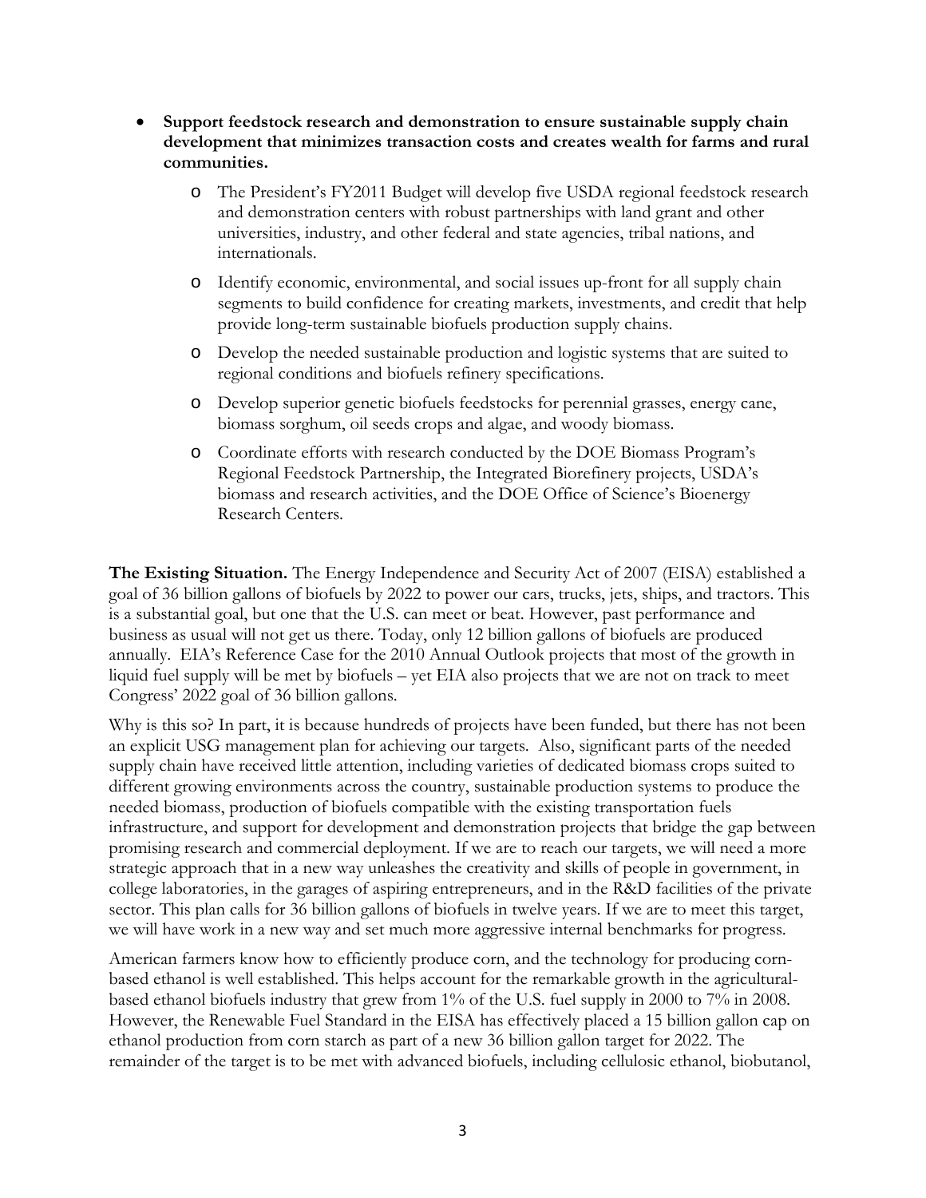- **Support feedstock research and demonstration to ensure sustainable supply chain development that minimizes transaction costs and creates wealth for farms and rural communities.**
  - The President's FY2011 Budget will develop five USDA regional feedstock research and demonstration centers with robust partnerships with land grant and other universities, industry, and other federal and state agencies, tribal nations, and internationals.
  - Identify economic, environmental, and social issues up-front for all supply chain segments to build confidence for creating markets, investments, and credit that help provide long-term sustainable biofuels production supply chains.
  - Develop the needed sustainable production and logistic systems that are suited to regional conditions and biofuels refinery specifications.
  - Develop superior genetic biofuels feedstocks for perennial grasses, energy cane, biomass sorghum, oil seeds crops and algae, and woody biomass.
  - Coordinate efforts with research conducted by the DOE Biomass Program's Regional Feedstock Partnership, the Integrated Biorefinery projects, USDA's biomass and research activities, and the DOE Office of Science's Bioenergy Research Centers.

**The Existing Situation.** The Energy Independence and Security Act of 2007 (EISA) established a goal of 36 billion gallons of biofuels by 2022 to power our cars, trucks, jets, ships, and tractors. This is a substantial goal, but one that the U.S. can meet or beat. However, past performance and business as usual will not get us there. Today, only 12 billion gallons of biofuels are produced annually. EIA's Reference Case for the 2010 Annual Outlook projects that most of the growth in liquid fuel supply will be met by biofuels – yet EIA also projects that we are not on track to meet Congress' 2022 goal of 36 billion gallons.

Why is this so? In part, it is because hundreds of projects have been funded, but there has not been an explicit USG management plan for achieving our targets. Also, significant parts of the needed supply chain have received little attention, including varieties of dedicated biomass crops suited to different growing environments across the country, sustainable production systems to produce the needed biomass, production of biofuels compatible with the existing transportation fuels infrastructure, and support for development and demonstration projects that bridge the gap between promising research and commercial deployment. If we are to reach our targets, we will need a more strategic approach that in a new way unleashes the creativity and skills of people in government, in college laboratories, in the garages of aspiring entrepreneurs, and in the R&D facilities of the private sector. This plan calls for 36 billion gallons of biofuels in twelve years. If we are to meet this target, we will have work in a new way and set much more aggressive internal benchmarks for progress.

American farmers know how to efficiently produce corn, and the technology for producing corn-based ethanol is well established. This helps account for the remarkable growth in the agricultural-based ethanol biofuels industry that grew from 1% of the U.S. fuel supply in 2000 to 7% in 2008. However, the Renewable Fuel Standard in the EISA has effectively placed a 15 billion gallon cap on ethanol production from corn starch as part of a new 36 billion gallon target for 2022. The remainder of the target is to be met with advanced biofuels, including cellulosic ethanol, biobutanol,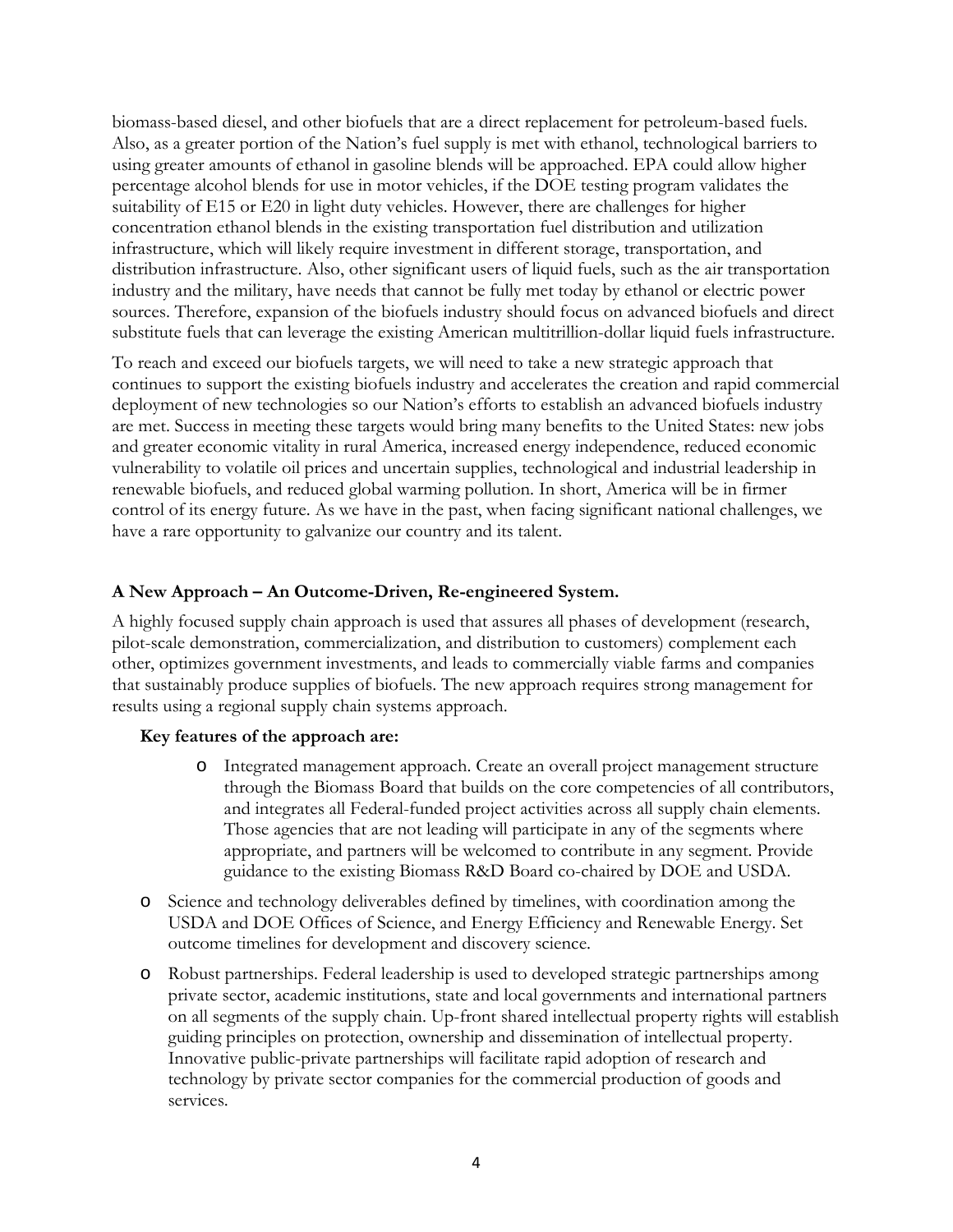biomass-based diesel, and other biofuels that are a direct replacement for petroleum-based fuels. Also, as a greater portion of the Nation's fuel supply is met with ethanol, technological barriers to using greater amounts of ethanol in gasoline blends will be approached. EPA could allow higher percentage alcohol blends for use in motor vehicles, if the DOE testing program validates the suitability of E15 or E20 in light duty vehicles. However, there are challenges for higher concentration ethanol blends in the existing transportation fuel distribution and utilization infrastructure, which will likely require investment in different storage, transportation, and distribution infrastructure. Also, other significant users of liquid fuels, such as the air transportation industry and the military, have needs that cannot be fully met today by ethanol or electric power sources. Therefore, expansion of the biofuels industry should focus on advanced biofuels and direct substitute fuels that can leverage the existing American multitrillion-dollar liquid fuels infrastructure.

To reach and exceed our biofuels targets, we will need to take a new strategic approach that continues to support the existing biofuels industry and accelerates the creation and rapid commercial deployment of new technologies so our Nation's efforts to establish an advanced biofuels industry are met. Success in meeting these targets would bring many benefits to the United States: new jobs and greater economic vitality in rural America, increased energy independence, reduced economic vulnerability to volatile oil prices and uncertain supplies, technological and industrial leadership in renewable biofuels, and reduced global warming pollution. In short, America will be in firmer control of its energy future. As we have in the past, when facing significant national challenges, we have a rare opportunity to galvanize our country and its talent.

**A New Approach – An Outcome-Driven, Re-engineered System.**

A highly focused supply chain approach is used that assures all phases of development (research, pilot-scale demonstration, commercialization, and distribution to customers) complement each other, optimizes government investments, and leads to commercially viable farms and companies that sustainably produce supplies of biofuels. The new approach requires strong management for results using a regional supply chain systems approach.

**Key features of the approach are:**

- Integrated management approach. Create an overall project management structure through the Biomass Board that builds on the core competencies of all contributors, and integrates all Federal-funded project activities across all supply chain elements. Those agencies that are not leading will participate in any of the segments where appropriate, and partners will be welcomed to contribute in any segment. Provide guidance to the existing Biomass R&D Board co-chaired by DOE and USDA.
- Science and technology deliverables defined by timelines, with coordination among the USDA and DOE Offices of Science, and Energy Efficiency and Renewable Energy. Set outcome timelines for development and discovery science.
- Robust partnerships. Federal leadership is used to developed strategic partnerships among private sector, academic institutions, state and local governments and international partners on all segments of the supply chain. Up-front shared intellectual property rights will establish guiding principles on protection, ownership and dissemination of intellectual property. Innovative public-private partnerships will facilitate rapid adoption of research and technology by private sector companies for the commercial production of goods and services.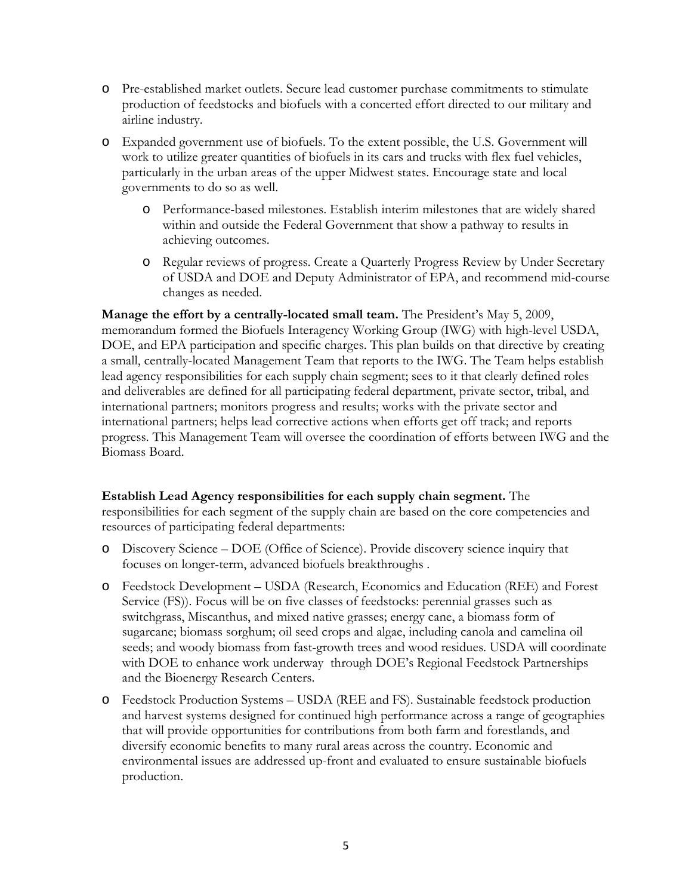- Pre-established market outlets. Secure lead customer purchase commitments to stimulate production of feedstocks and biofuels with a concerted effort directed to our military and airline industry.
- Expanded government use of biofuels. To the extent possible, the U.S. Government will work to utilize greater quantities of biofuels in its cars and trucks with flex fuel vehicles, particularly in the urban areas of the upper Midwest states. Encourage state and local governments to do so as well.
  - Performance-based milestones. Establish interim milestones that are widely shared within and outside the Federal Government that show a pathway to results in achieving outcomes.
  - Regular reviews of progress. Create a Quarterly Progress Review by Under Secretary of USDA and DOE and Deputy Administrator of EPA, and recommend mid-course changes as needed.

**Manage the effort by a centrally-located small team.** The President's May 5, 2009, memorandum formed the Biofuels Interagency Working Group (IWG) with high-level USDA, DOE, and EPA participation and specific charges. This plan builds on that directive by creating a small, centrally-located Management Team that reports to the IWG. The Team helps establish lead agency responsibilities for each supply chain segment; sees to it that clearly defined roles and deliverables are defined for all participating federal department, private sector, tribal, and international partners; monitors progress and results; works with the private sector and international partners; helps lead corrective actions when efforts get off track; and reports progress. This Management Team will oversee the coordination of efforts between IWG and the Biomass Board.

**Establish Lead Agency responsibilities for each supply chain segment.** The responsibilities for each segment of the supply chain are based on the core competencies and resources of participating federal departments:

- Discovery Science – DOE (Office of Science). Provide discovery science inquiry that focuses on longer-term, advanced biofuels breakthroughs .
- Feedstock Development – USDA (Research, Economics and Education (REE) and Forest Service (FS)). Focus will be on five classes of feedstocks: perennial grasses such as switchgrass, Miscanthus, and mixed native grasses; energy cane, a biomass form of sugarcane; biomass sorghum; oil seed crops and algae, including canola and camelina oil seeds; and woody biomass from fast-growth trees and wood residues. USDA will coordinate with DOE to enhance work underway through DOE's Regional Feedstock Partnerships and the Bioenergy Research Centers.
- Feedstock Production Systems – USDA (REE and FS). Sustainable feedstock production and harvest systems designed for continued high performance across a range of geographies that will provide opportunities for contributions from both farm and forestlands, and diversify economic benefits to many rural areas across the country. Economic and environmental issues are addressed up-front and evaluated to ensure sustainable biofuels production.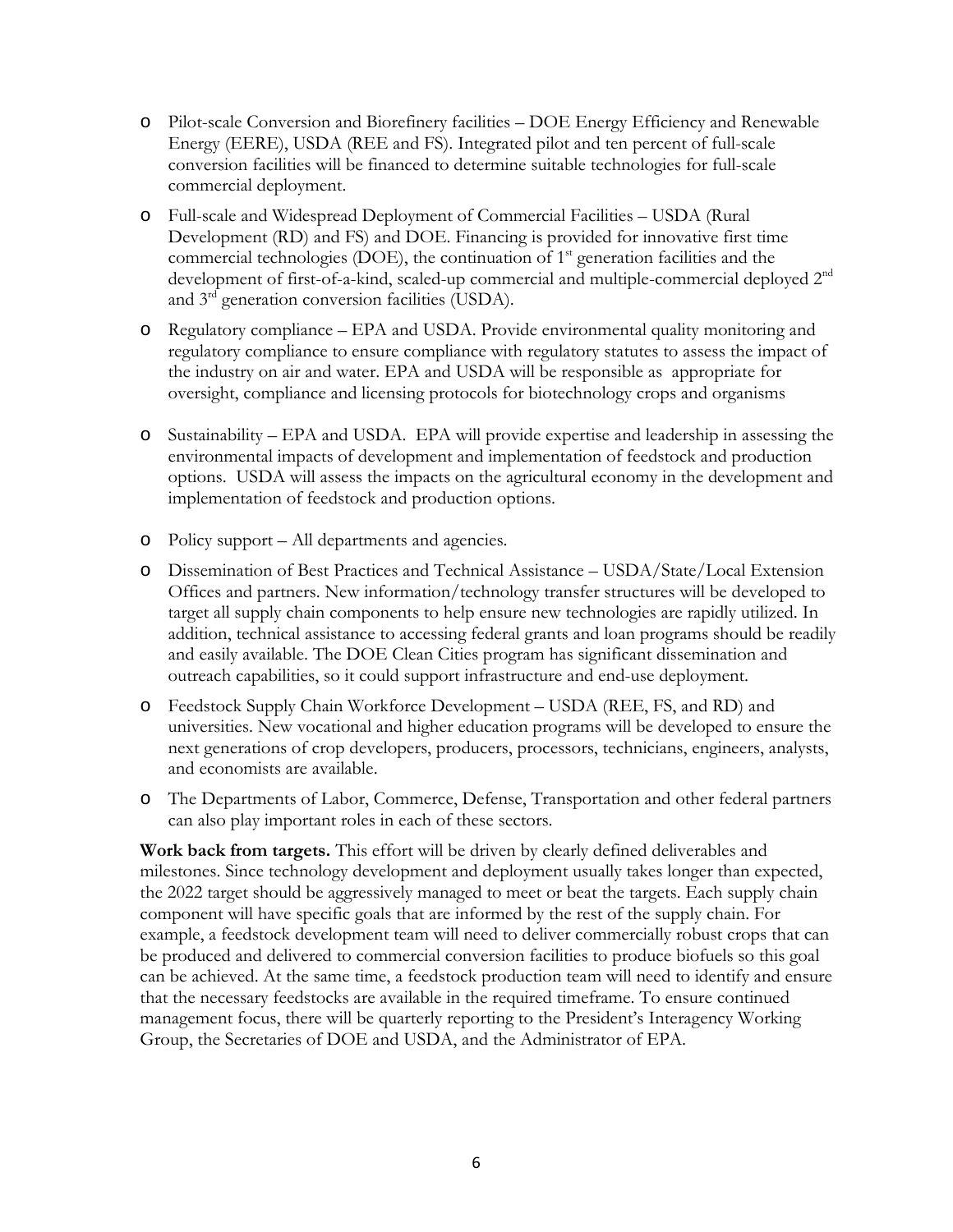- Pilot-scale Conversion and Biorefinery facilities – DOE Energy Efficiency and Renewable Energy (EERE), USDA (REE and FS). Integrated pilot and ten percent of full-scale conversion facilities will be financed to determine suitable technologies for full-scale commercial deployment.
- Full-scale and Widespread Deployment of Commercial Facilities – USDA (Rural Development (RD) and FS) and DOE. Financing is provided for innovative first time commercial technologies (DOE), the continuation of 1st generation facilities and the development of first-of-a-kind, scaled-up commercial and multiple-commercial deployed 2nd and 3rd generation conversion facilities (USDA).
- Regulatory compliance – EPA and USDA. Provide environmental quality monitoring and regulatory compliance to ensure compliance with regulatory statutes to assess the impact of the industry on air and water. EPA and USDA will be responsible as appropriate for oversight, compliance and licensing protocols for biotechnology crops and organisms
- Sustainability – EPA and USDA. EPA will provide expertise and leadership in assessing the environmental impacts of development and implementation of feedstock and production options. USDA will assess the impacts on the agricultural economy in the development and implementation of feedstock and production options.
- Policy support – All departments and agencies.
- Dissemination of Best Practices and Technical Assistance – USDA/State/Local Extension Offices and partners. New information/technology transfer structures will be developed to target all supply chain components to help ensure new technologies are rapidly utilized. In addition, technical assistance to accessing federal grants and loan programs should be readily and easily available. The DOE Clean Cities program has significant dissemination and outreach capabilities, so it could support infrastructure and end-use deployment.
- Feedstock Supply Chain Workforce Development – USDA (REE, FS, and RD) and universities. New vocational and higher education programs will be developed to ensure the next generations of crop developers, producers, processors, technicians, engineers, analysts, and economists are available.
- The Departments of Labor, Commerce, Defense, Transportation and other federal partners can also play important roles in each of these sectors.

**Work back from targets.** This effort will be driven by clearly defined deliverables and milestones. Since technology development and deployment usually takes longer than expected, the 2022 target should be aggressively managed to meet or beat the targets. Each supply chain component will have specific goals that are informed by the rest of the supply chain. For example, a feedstock development team will need to deliver commercially robust crops that can be produced and delivered to commercial conversion facilities to produce biofuels so this goal can be achieved. At the same time, a feedstock production team will need to identify and ensure that the necessary feedstocks are available in the required timeframe. To ensure continued management focus, there will be quarterly reporting to the President's Interagency Working Group, the Secretaries of DOE and USDA, and the Administrator of EPA.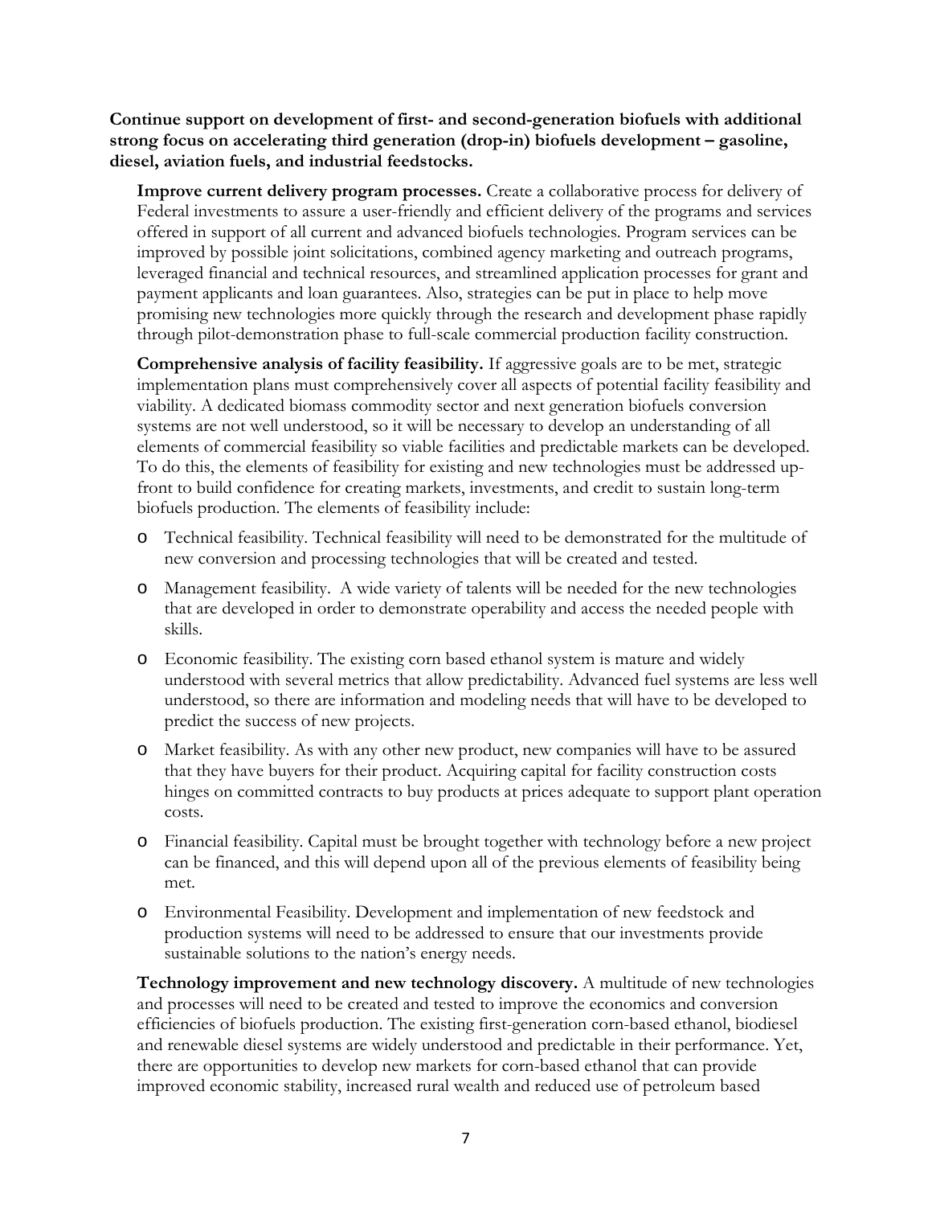**Continue support on development of first- and second-generation biofuels with additional strong focus on accelerating third generation (drop-in) biofuels development – gasoline, diesel, aviation fuels, and industrial feedstocks.**

**Improve current delivery program processes.** Create a collaborative process for delivery of Federal investments to assure a user-friendly and efficient delivery of the programs and services offered in support of all current and advanced biofuels technologies. Program services can be improved by possible joint solicitations, combined agency marketing and outreach programs, leveraged financial and technical resources, and streamlined application processes for grant and payment applicants and loan guarantees. Also, strategies can be put in place to help move promising new technologies more quickly through the research and development phase rapidly through pilot-demonstration phase to full-scale commercial production facility construction.

**Comprehensive analysis of facility feasibility.** If aggressive goals are to be met, strategic implementation plans must comprehensively cover all aspects of potential facility feasibility and viability. A dedicated biomass commodity sector and next generation biofuels conversion systems are not well understood, so it will be necessary to develop an understanding of all elements of commercial feasibility so viable facilities and predictable markets can be developed. To do this, the elements of feasibility for existing and new technologies must be addressed up-front to build confidence for creating markets, investments, and credit to sustain long-term biofuels production. The elements of feasibility include:

- Technical feasibility. Technical feasibility will need to be demonstrated for the multitude of new conversion and processing technologies that will be created and tested.
- Management feasibility. A wide variety of talents will be needed for the new technologies that are developed in order to demonstrate operability and access the needed people with skills.
- Economic feasibility. The existing corn based ethanol system is mature and widely understood with several metrics that allow predictability. Advanced fuel systems are less well understood, so there are information and modeling needs that will have to be developed to predict the success of new projects.
- Market feasibility. As with any other new product, new companies will have to be assured that they have buyers for their product. Acquiring capital for facility construction costs hinges on committed contracts to buy products at prices adequate to support plant operation costs.
- Financial feasibility. Capital must be brought together with technology before a new project can be financed, and this will depend upon all of the previous elements of feasibility being met.
- Environmental Feasibility. Development and implementation of new feedstock and production systems will need to be addressed to ensure that our investments provide sustainable solutions to the nation's energy needs.

**Technology improvement and new technology discovery.** A multitude of new technologies and processes will need to be created and tested to improve the economics and conversion efficiencies of biofuels production. The existing first-generation corn-based ethanol, biodiesel and renewable diesel systems are widely understood and predictable in their performance. Yet, there are opportunities to develop new markets for corn-based ethanol that can provide improved economic stability, increased rural wealth and reduced use of petroleum based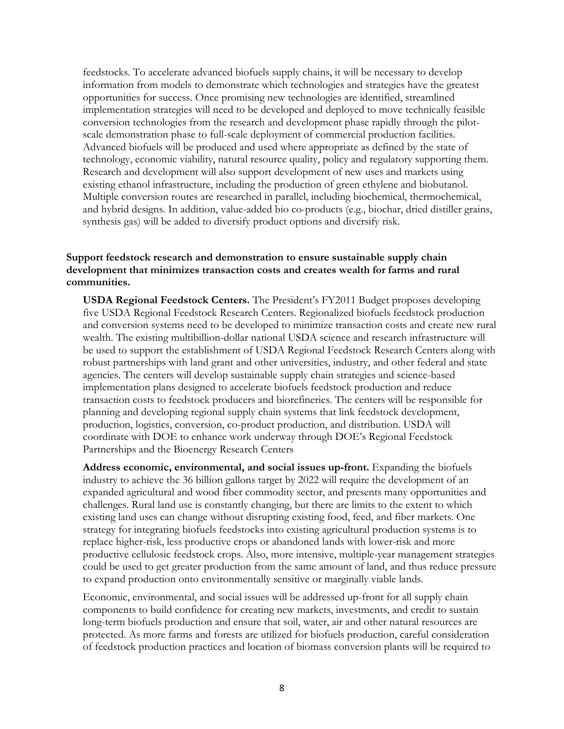feedstocks. To accelerate advanced biofuels supply chains, it will be necessary to develop information from models to demonstrate which technologies and strategies have the greatest opportunities for success. Once promising new technologies are identified, streamlined implementation strategies will need to be developed and deployed to move technically feasible conversion technologies from the research and development phase rapidly through the pilot-scale demonstration phase to full-scale deployment of commercial production facilities. Advanced biofuels will be produced and used where appropriate as defined by the state of technology, economic viability, natural resource quality, policy and regulatory supporting them. Research and development will also support development of new uses and markets using existing ethanol infrastructure, including the production of green ethylene and biobutanol. Multiple conversion routes are researched in parallel, including biochemical, thermochemical, and hybrid designs. In addition, value-added bio co-products (e.g., biochar, dried distiller grains, synthesis gas) will be added to diversify product options and diversify risk.

**Support feedstock research and demonstration to ensure sustainable supply chain development that minimizes transaction costs and creates wealth for farms and rural communities.**

**USDA Regional Feedstock Centers.** The President's FY2011 Budget proposes developing five USDA Regional Feedstock Research Centers. Regionalized biofuels feedstock production and conversion systems need to be developed to minimize transaction costs and create new rural wealth. The existing multibillion-dollar national USDA science and research infrastructure will be used to support the establishment of USDA Regional Feedstock Research Centers along with robust partnerships with land grant and other universities, industry, and other federal and state agencies. The centers will develop sustainable supply chain strategies and science-based implementation plans designed to accelerate biofuels feedstock production and reduce transaction costs to feedstock producers and biorefineries. The centers will be responsible for planning and developing regional supply chain systems that link feedstock development, production, logistics, conversion, co-product production, and distribution. USDA will coordinate with DOE to enhance work underway through DOE's Regional Feedstock Partnerships and the Bioenergy Research Centers

**Address economic, environmental, and social issues up-front.** Expanding the biofuels industry to achieve the 36 billion gallons target by 2022 will require the development of an expanded agricultural and wood fiber commodity sector, and presents many opportunities and challenges. Rural land use is constantly changing, but there are limits to the extent to which existing land uses can change without disrupting existing food, feed, and fiber markets. One strategy for integrating biofuels feedstocks into existing agricultural production systems is to replace higher-risk, less productive crops or abandoned lands with lower-risk and more productive cellulosic feedstock crops. Also, more intensive, multiple-year management strategies could be used to get greater production from the same amount of land, and thus reduce pressure to expand production onto environmentally sensitive or marginally viable lands.

Economic, environmental, and social issues will be addressed up-front for all supply chain components to build confidence for creating new markets, investments, and credit to sustain long-term biofuels production and ensure that soil, water, air and other natural resources are protected. As more farms and forests are utilized for biofuels production, careful consideration of feedstock production practices and location of biomass conversion plants will be required to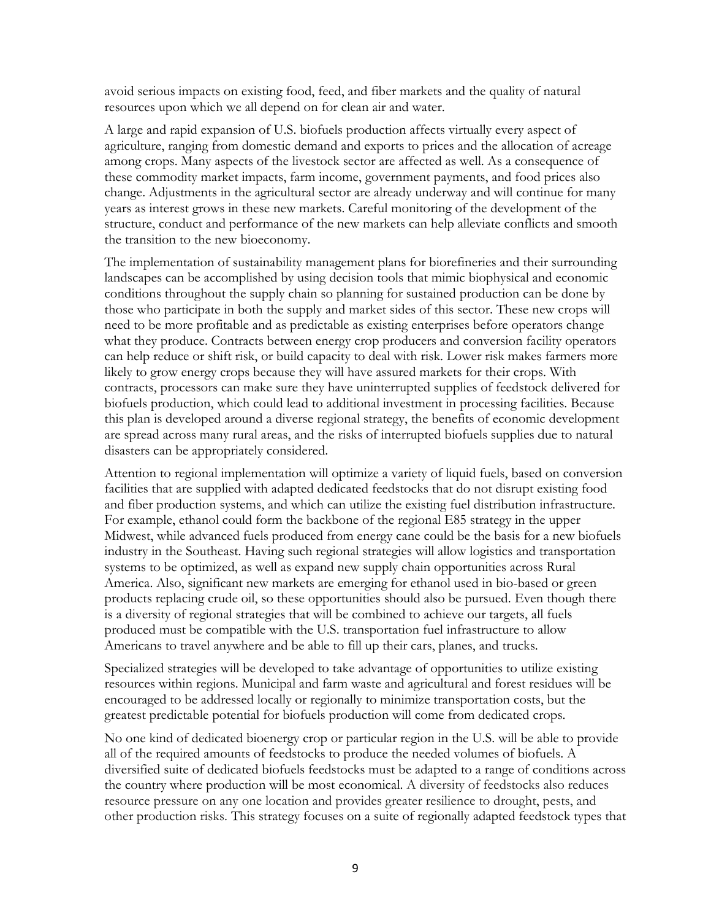avoid serious impacts on existing food, feed, and fiber markets and the quality of natural resources upon which we all depend on for clean air and water.

A large and rapid expansion of U.S. biofuels production affects virtually every aspect of agriculture, ranging from domestic demand and exports to prices and the allocation of acreage among crops. Many aspects of the livestock sector are affected as well. As a consequence of these commodity market impacts, farm income, government payments, and food prices also change. Adjustments in the agricultural sector are already underway and will continue for many years as interest grows in these new markets. Careful monitoring of the development of the structure, conduct and performance of the new markets can help alleviate conflicts and smooth the transition to the new bioeconomy.

The implementation of sustainability management plans for biorefineries and their surrounding landscapes can be accomplished by using decision tools that mimic biophysical and economic conditions throughout the supply chain so planning for sustained production can be done by those who participate in both the supply and market sides of this sector. These new crops will need to be more profitable and as predictable as existing enterprises before operators change what they produce. Contracts between energy crop producers and conversion facility operators can help reduce or shift risk, or build capacity to deal with risk. Lower risk makes farmers more likely to grow energy crops because they will have assured markets for their crops. With contracts, processors can make sure they have uninterrupted supplies of feedstock delivered for biofuels production, which could lead to additional investment in processing facilities. Because this plan is developed around a diverse regional strategy, the benefits of economic development are spread across many rural areas, and the risks of interrupted biofuels supplies due to natural disasters can be appropriately considered.

Attention to regional implementation will optimize a variety of liquid fuels, based on conversion facilities that are supplied with adapted dedicated feedstocks that do not disrupt existing food and fiber production systems, and which can utilize the existing fuel distribution infrastructure. For example, ethanol could form the backbone of the regional E85 strategy in the upper Midwest, while advanced fuels produced from energy cane could be the basis for a new biofuels industry in the Southeast. Having such regional strategies will allow logistics and transportation systems to be optimized, as well as expand new supply chain opportunities across Rural America. Also, significant new markets are emerging for ethanol used in bio-based or green products replacing crude oil, so these opportunities should also be pursued. Even though there is a diversity of regional strategies that will be combined to achieve our targets, all fuels produced must be compatible with the U.S. transportation fuel infrastructure to allow Americans to travel anywhere and be able to fill up their cars, planes, and trucks.

Specialized strategies will be developed to take advantage of opportunities to utilize existing resources within regions. Municipal and farm waste and agricultural and forest residues will be encouraged to be addressed locally or regionally to minimize transportation costs, but the greatest predictable potential for biofuels production will come from dedicated crops.

No one kind of dedicated bioenergy crop or particular region in the U.S. will be able to provide all of the required amounts of feedstocks to produce the needed volumes of biofuels. A diversified suite of dedicated biofuels feedstocks must be adapted to a range of conditions across the country where production will be most economical. A diversity of feedstocks also reduces resource pressure on any one location and provides greater resilience to drought, pests, and other production risks. This strategy focuses on a suite of regionally adapted feedstock types that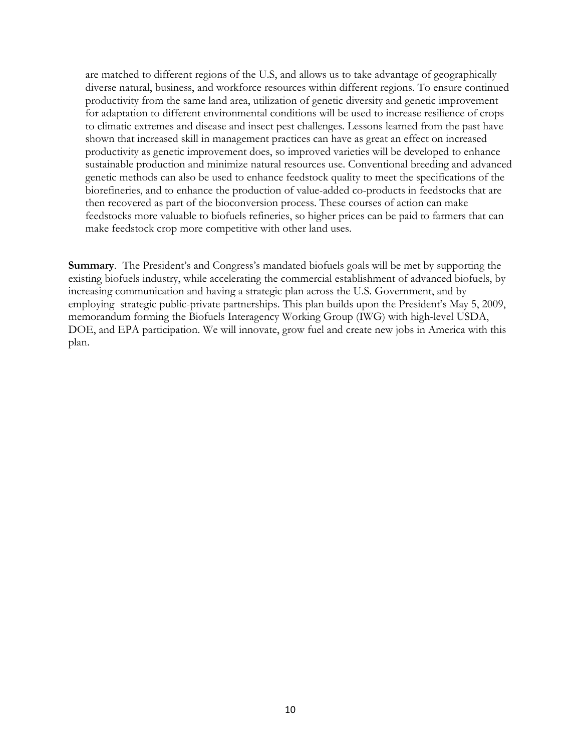are matched to different regions of the U.S, and allows us to take advantage of geographically diverse natural, business, and workforce resources within different regions. To ensure continued productivity from the same land area, utilization of genetic diversity and genetic improvement for adaptation to different environmental conditions will be used to increase resilience of crops to climatic extremes and disease and insect pest challenges. Lessons learned from the past have shown that increased skill in management practices can have as great an effect on increased productivity as genetic improvement does, so improved varieties will be developed to enhance sustainable production and minimize natural resources use. Conventional breeding and advanced genetic methods can also be used to enhance feedstock quality to meet the specifications of the biorefineries, and to enhance the production of value-added co-products in feedstocks that are then recovered as part of the bioconversion process. These courses of action can make feedstocks more valuable to biofuels refineries, so higher prices can be paid to farmers that can make feedstock crop more competitive with other land uses.

**Summary**. The President's and Congress's mandated biofuels goals will be met by supporting the existing biofuels industry, while accelerating the commercial establishment of advanced biofuels, by increasing communication and having a strategic plan across the U.S. Government, and by employing strategic public-private partnerships. This plan builds upon the President's May 5, 2009, memorandum forming the Biofuels Interagency Working Group (IWG) with high-level USDA, DOE, and EPA participation. We will innovate, grow fuel and create new jobs in America with this plan.